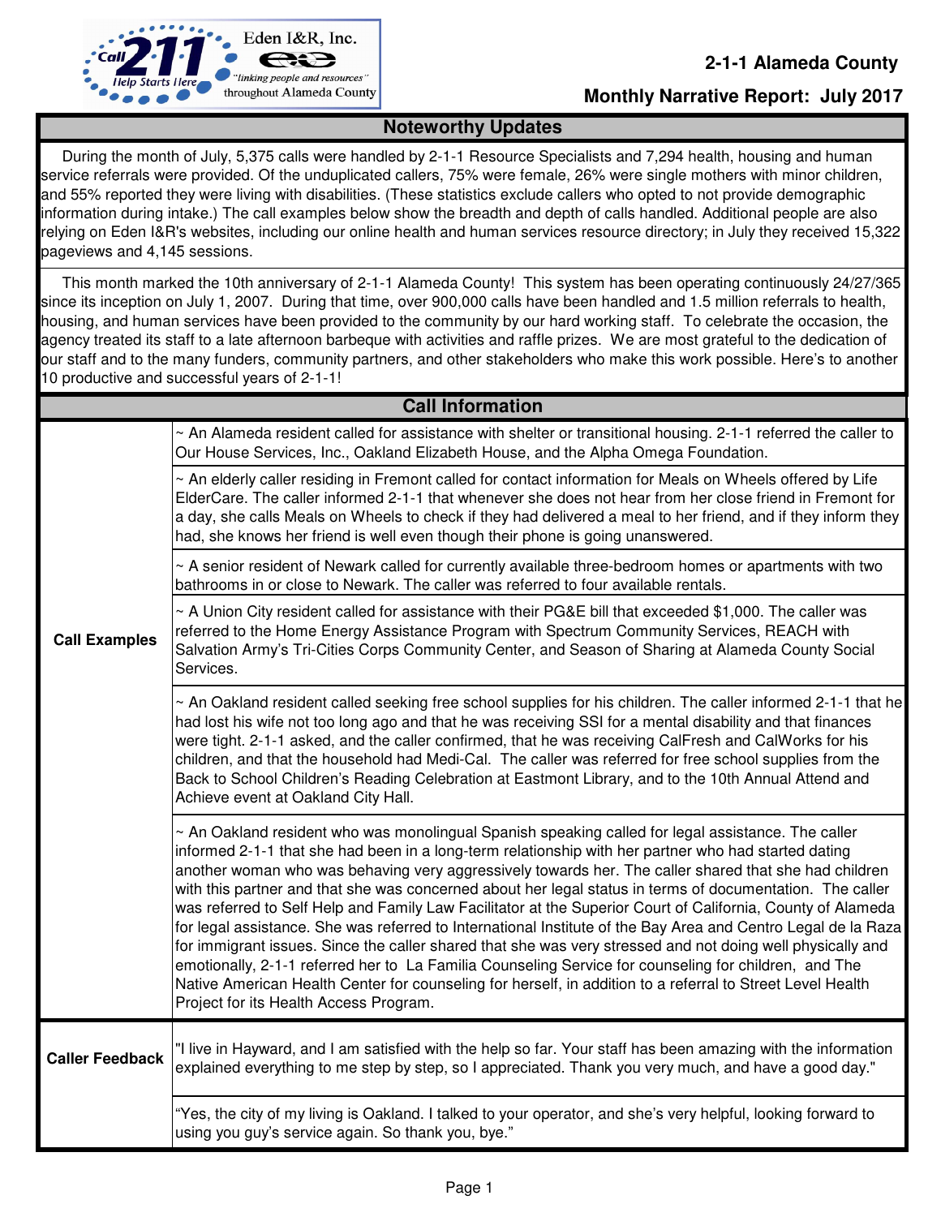Eden I&R, Inc.

*"linking people and resources"* throughout Alameda County

**2-1-1 Alameda County**

**Monthly Narrative Report: July 2017**

## Noteworthy Updates

During the month of July, 5,375 calls were handled by 2-1-1 Resource Specialists and 7,294 health, housing and human service referrals were provided. Of the unduplicated callers, 75% were female, 26% were single mothers with minor children, and 55% reported they were living with disabilities. (These statistics exclude callers who opted to not provide demographic information during intake.) The call examples below show the breadth and depth of calls handled. Additional people are also relying on Eden I&R's websites, including our online health and human services resource directory; in July they received 15,322 pageviews and 4,145 sessions.

This month marked the 10th anniversary of 2-1-1 Alameda County! This system has been operating continuously 24/27/365 since its inception on July 1, 2007. During that time, over 900,000 calls have been handled and 1.5 million referrals to health, housing, and human services have been provided to the community by our hard working staff. To celebrate the occasion, the agency treated its staff to a late afternoon barbeque with activities and raffle prizes. We are most grateful to the dedication of our staff and to the many funders, community partners, and other stakeholders who make this work possible. Here's to another 10 productive and successful years of 2-1-1!

## Call Information

| | |
|---|---|
| **Call Examples** | ~ An Alameda resident called for assistance with shelter or transitional housing. 2-1-1 referred the caller to Our House Services, Inc., Oakland Elizabeth House, and the Alpha Omega Foundation. |
| | ~ An elderly caller residing in Fremont called for contact information for Meals on Wheels offered by Life ElderCare. The caller informed 2-1-1 that whenever she does not hear from her close friend in Fremont for a day, she calls Meals on Wheels to check if they had delivered a meal to her friend, and if they inform they had, she knows her friend is well even though their phone is going unanswered. |
| | ~ A senior resident of Newark called for currently available three-bedroom homes or apartments with two bathrooms in or close to Newark. The caller was referred to four available rentals. |
| | ~ A Union City resident called for assistance with their PG&E bill that exceeded $1,000. The caller was referred to the Home Energy Assistance Program with Spectrum Community Services, REACH with Salvation Army's Tri-Cities Corps Community Center, and Season of Sharing at Alameda County Social Services. |
| | ~ An Oakland resident called seeking free school supplies for his children. The caller informed 2-1-1 that he had lost his wife not too long ago and that he was receiving SSI for a mental disability and that finances were tight. 2-1-1 asked, and the caller confirmed, that he was receiving CalFresh and CalWorks for his children, and that the household had Medi-Cal. The caller was referred for free school supplies from the Back to School Children's Reading Celebration at Eastmont Library, and to the 10th Annual Attend and Achieve event at Oakland City Hall. |
| | ~ An Oakland resident who was monolingual Spanish speaking called for legal assistance. The caller informed 2-1-1 that she had been in a long-term relationship with her partner who had started dating another woman who was behaving very aggressively towards her. The caller shared that she had children with this partner and that she was concerned about her legal status in terms of documentation. The caller was referred to Self Help and Family Law Facilitator at the Superior Court of California, County of Alameda for legal assistance. She was referred to International Institute of the Bay Area and Centro Legal de la Raza for immigrant issues. Since the caller shared that she was very stressed and not doing well physically and emotionally, 2-1-1 referred her to La Familia Counseling Service for counseling for children, and The Native American Health Center for counseling for herself, in addition to a referral to Street Level Health Project for its Health Access Program. |
| **Caller Feedback** | "I live in Hayward, and I am satisfied with the help so far. Your staff has been amazing with the information explained everything to me step by step, so I appreciated. Thank you very much, and have a good day." |
| | "Yes, the city of my living is Oakland. I talked to your operator, and she's very helpful, looking forward to using you guy's service again. So thank you, bye." |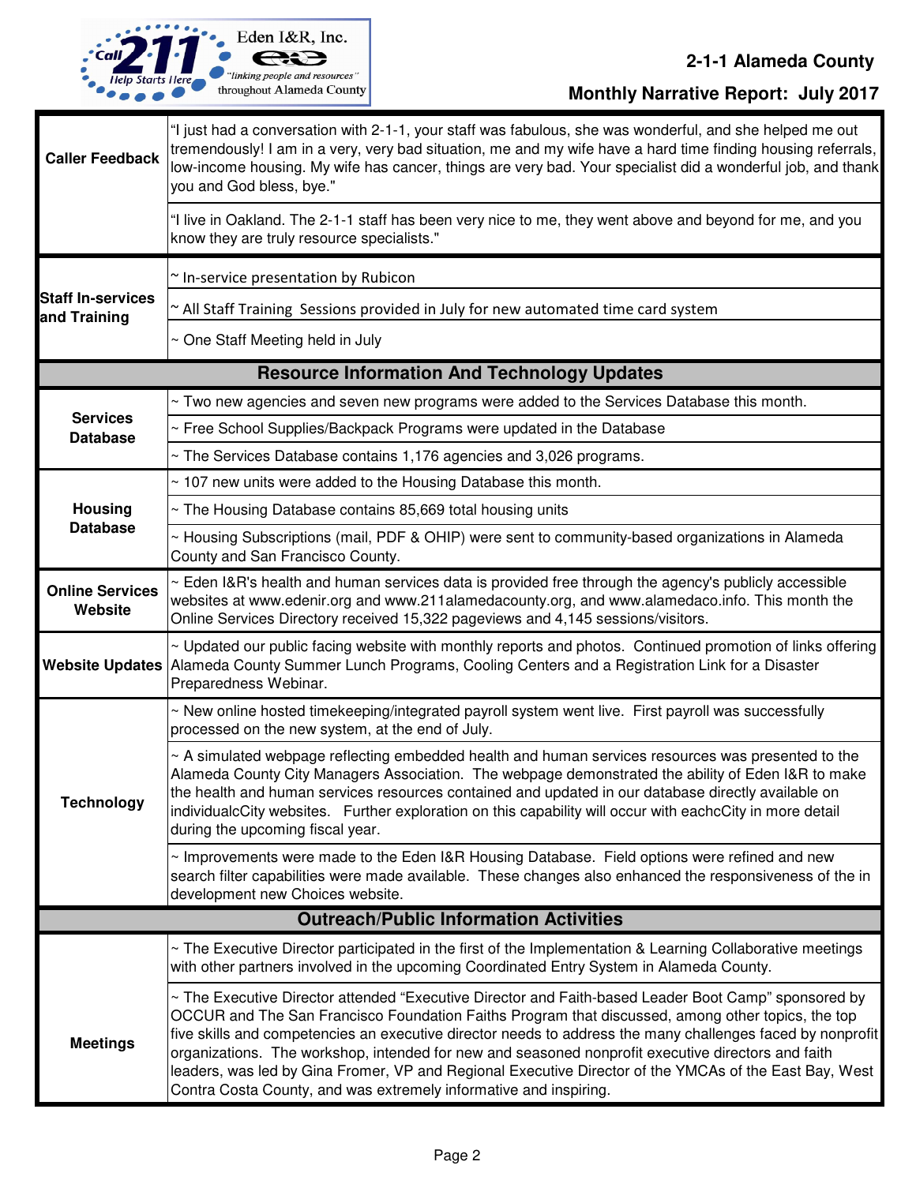**2-1-1 Alameda County**

**Monthly Narrative Report: July 2017**

| | |
|---|---|
| **Caller Feedback** | "I just had a conversation with 2-1-1, your staff was fabulous, she was wonderful, and she helped me out tremendously! I am in a very, very bad situation, me and my wife have a hard time finding housing referrals, low-income housing. My wife has cancer, things are very bad. Your specialist did a wonderful job, and thank you and God bless, bye." |
| | "I live in Oakland. The 2-1-1 staff has been very nice to me, they went above and beyond for me, and you know they are truly resource specialists." |
| **Staff In-services and Training** | ~ In-service presentation by Rubicon |
| | ~ All Staff Training Sessions provided in July for new automated time card system |
| | ~ One Staff Meeting held in July |

## Resource Information And Technology Updates

| | |
|---|---|
| **Services Database** | ~ Two new agencies and seven new programs were added to the Services Database this month. |
| | ~ Free School Supplies/Backpack Programs were updated in the Database |
| | ~ The Services Database contains 1,176 agencies and 3,026 programs. |
| **Housing Database** | ~ 107 new units were added to the Housing Database this month. |
| | ~ The Housing Database contains 85,669 total housing units |
| | ~ Housing Subscriptions (mail, PDF & OHIP) were sent to community-based organizations in Alameda County and San Francisco County. |
| **Online Services Website** | ~ Eden I&R's health and human services data is provided free through the agency's publicly accessible websites at www.edenir.org and www.211alamedacounty.org, and www.alamedaco.info. This month the Online Services Directory received 15,322 pageviews and 4,145 sessions/visitors. |
| **Website Updates** | ~ Updated our public facing website with monthly reports and photos. Continued promotion of links offering Alameda County Summer Lunch Programs, Cooling Centers and a Registration Link for a Disaster Preparedness Webinar. |
| **Technology** | ~ New online hosted timekeeping/integrated payroll system went live. First payroll was successfully processed on the new system, at the end of July. |
| | ~ A simulated webpage reflecting embedded health and human services resources was presented to the Alameda County City Managers Association. The webpage demonstrated the ability of Eden I&R to make the health and human services resources contained and updated in our database directly available on individualcCity websites. Further exploration on this capability will occur with eachcCity in more detail during the upcoming fiscal year. |
| | ~ Improvements were made to the Eden I&R Housing Database. Field options were refined and new search filter capabilities were made available. These changes also enhanced the responsiveness of the in development new Choices website. |

## Outreach/Public Information Activities

| | |
|---|---|
| **Meetings** | ~ The Executive Director participated in the first of the Implementation & Learning Collaborative meetings with other partners involved in the upcoming Coordinated Entry System in Alameda County. |
| | ~ The Executive Director attended "Executive Director and Faith-based Leader Boot Camp" sponsored by OCCUR and The San Francisco Foundation Faiths Program that discussed, among other topics, the top five skills and competencies an executive director needs to address the many challenges faced by nonprofit organizations. The workshop, intended for new and seasoned nonprofit executive directors and faith leaders, was led by Gina Fromer, VP and Regional Executive Director of the YMCAs of the East Bay, West Contra Costa County, and was extremely informative and inspiring. |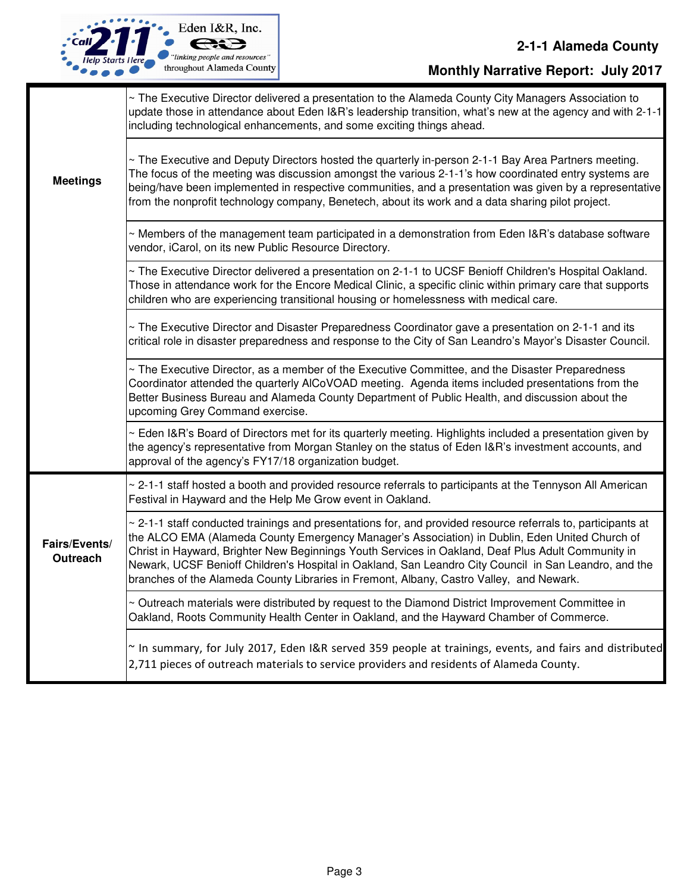## 2-1-1 Alameda County

## Monthly Narrative Report: July 2017

| | |
|---|---|
| **Meetings** | ~ The Executive Director delivered a presentation to the Alameda County City Managers Association to update those in attendance about Eden I&R's leadership transition, what's new at the agency and with 2-1-1 including technological enhancements, and some exciting things ahead. |
| | ~ The Executive and Deputy Directors hosted the quarterly in-person 2-1-1 Bay Area Partners meeting. The focus of the meeting was discussion amongst the various 2-1-1's how coordinated entry systems are being/have been implemented in respective communities, and a presentation was given by a representative from the nonprofit technology company, Benetech, about its work and a data sharing pilot project. |
| | ~ Members of the management team participated in a demonstration from Eden I&R's database software vendor, iCarol, on its new Public Resource Directory. |
| | ~ The Executive Director delivered a presentation on 2-1-1 to UCSF Benioff Children's Hospital Oakland. Those in attendance work for the Encore Medical Clinic, a specific clinic within primary care that supports children who are experiencing transitional housing or homelessness with medical care. |
| | ~ The Executive Director and Disaster Preparedness Coordinator gave a presentation on 2-1-1 and its critical role in disaster preparedness and response to the City of San Leandro's Mayor's Disaster Council. |
| | ~ The Executive Director, as a member of the Executive Committee, and the Disaster Preparedness Coordinator attended the quarterly AlCoVOAD meeting. Agenda items included presentations from the Better Business Bureau and Alameda County Department of Public Health, and discussion about the upcoming Grey Command exercise. |
| | ~ Eden I&R's Board of Directors met for its quarterly meeting. Highlights included a presentation given by the agency's representative from Morgan Stanley on the status of Eden I&R's investment accounts, and approval of the agency's FY17/18 organization budget. |
| **Fairs/Events/ Outreach** | ~ 2-1-1 staff hosted a booth and provided resource referrals to participants at the Tennyson All American Festival in Hayward and the Help Me Grow event in Oakland. |
| | ~ 2-1-1 staff conducted trainings and presentations for, and provided resource referrals to, participants at the ALCO EMA (Alameda County Emergency Manager's Association) in Dublin, Eden United Church of Christ in Hayward, Brighter New Beginnings Youth Services in Oakland, Deaf Plus Adult Community in Newark, UCSF Benioff Children's Hospital in Oakland, San Leandro City Council in San Leandro, and the branches of the Alameda County Libraries in Fremont, Albany, Castro Valley, and Newark. |
| | ~ Outreach materials were distributed by request to the Diamond District Improvement Committee in Oakland, Roots Community Health Center in Oakland, and the Hayward Chamber of Commerce. |
| | ~ In summary, for July 2017, Eden I&R served 359 people at trainings, events, and fairs and distributed 2,711 pieces of outreach materials to service providers and residents of Alameda County. |